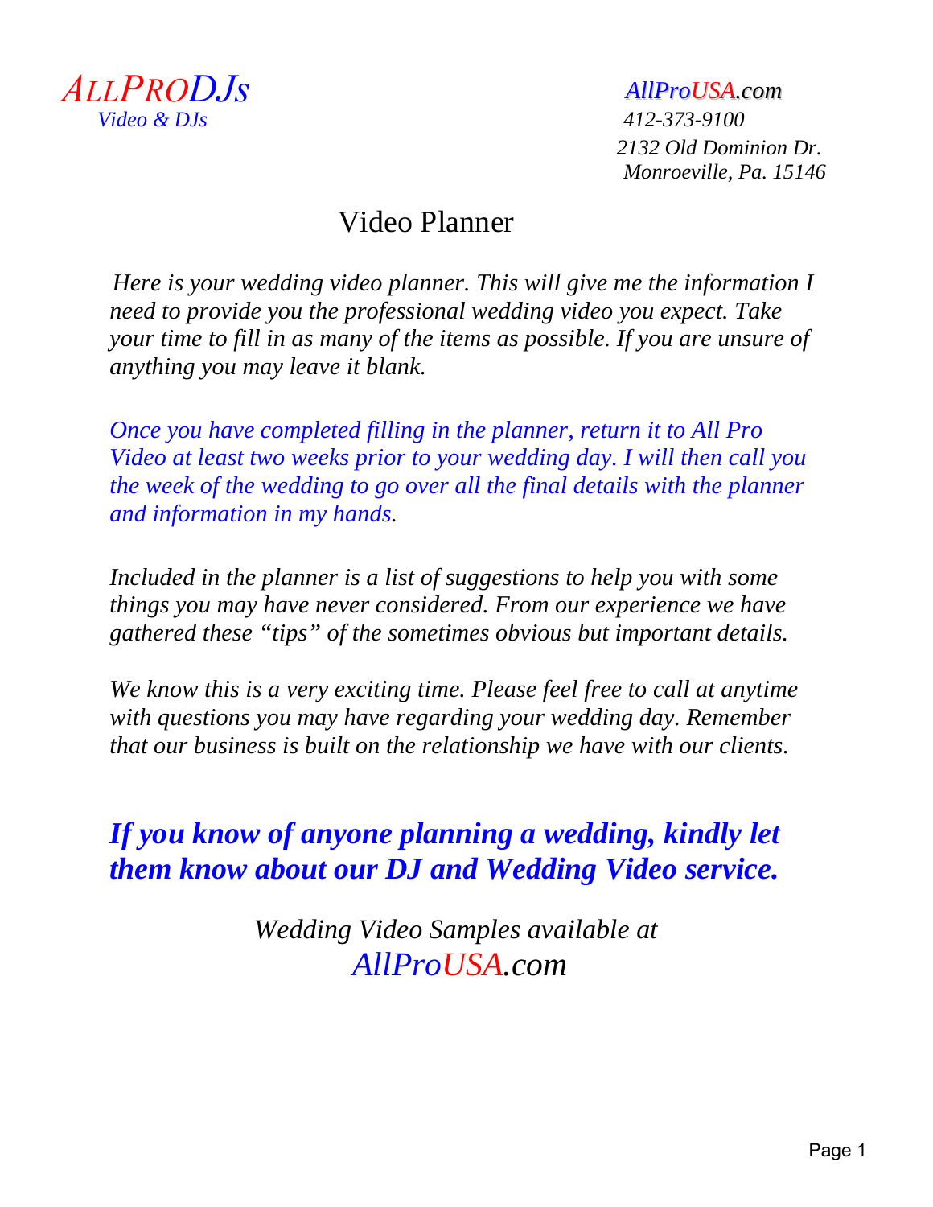*ALLPRODJs*
*Video & DJs*

*AllProUSA.com*
*412-373-9100*
*2132 Old Dominion Dr.*
*Monroeville, Pa. 15146*

# Video Planner

*Here is your wedding video planner. This will give me the information I need to provide you the professional wedding video you expect. Take your time to fill in as many of the items as possible. If you are unsure of anything you may leave it blank.*

*Once you have completed filling in the planner, return it to All Pro Video at least two weeks prior to your wedding day. I will then call you the week of the wedding to go over all the final details with the planner and information in my hands.*

*Included in the planner is a list of suggestions to help you with some things you may have never considered. From our experience we have gathered these "tips" of the sometimes obvious but important details.*

*We know this is a very exciting time. Please feel free to call at anytime with questions you may have regarding your wedding day. Remember that our business is built on the relationship we have with our clients.*

***If you know of anyone planning a wedding, kindly let them know about our DJ and Wedding Video service.***

*Wedding Video Samples available at*
*AllProUSA.com*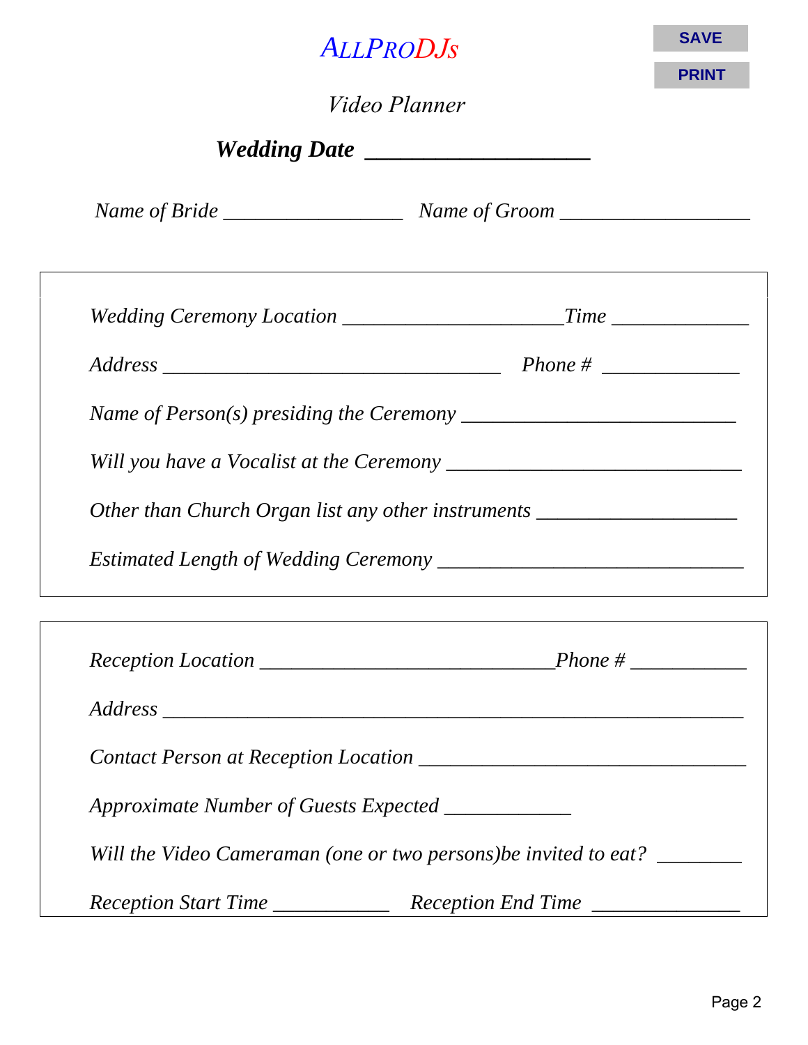# ALLPRODJs

SAVE

PRINT

## *Video Planner*

***Wedding Date*** ____________________

*Name of Bride* _________________ *Name of Groom* __________________

*Wedding Ceremony Location* _____________________*Time* _____________

*Address* _________________________________ *Phone #* _____________

*Name of Person(s) presiding the Ceremony* ___________________________

*Will you have a Vocalist at the Ceremony* _____________________________

*Other than Church Organ list any other instruments* ___________________

*Estimated Length of Wedding Ceremony* ______________________________

*Reception Location* ____________________________*Phone #* ___________

*Address* ________________________________________________________

*Contact Person at Reception Location* ________________________________

*Approximate Number of Guests Expected* ____________

*Will the Video Cameraman (one or two persons)be invited to eat?* ________

*Reception Start Time* ___________ *Reception End Time* ______________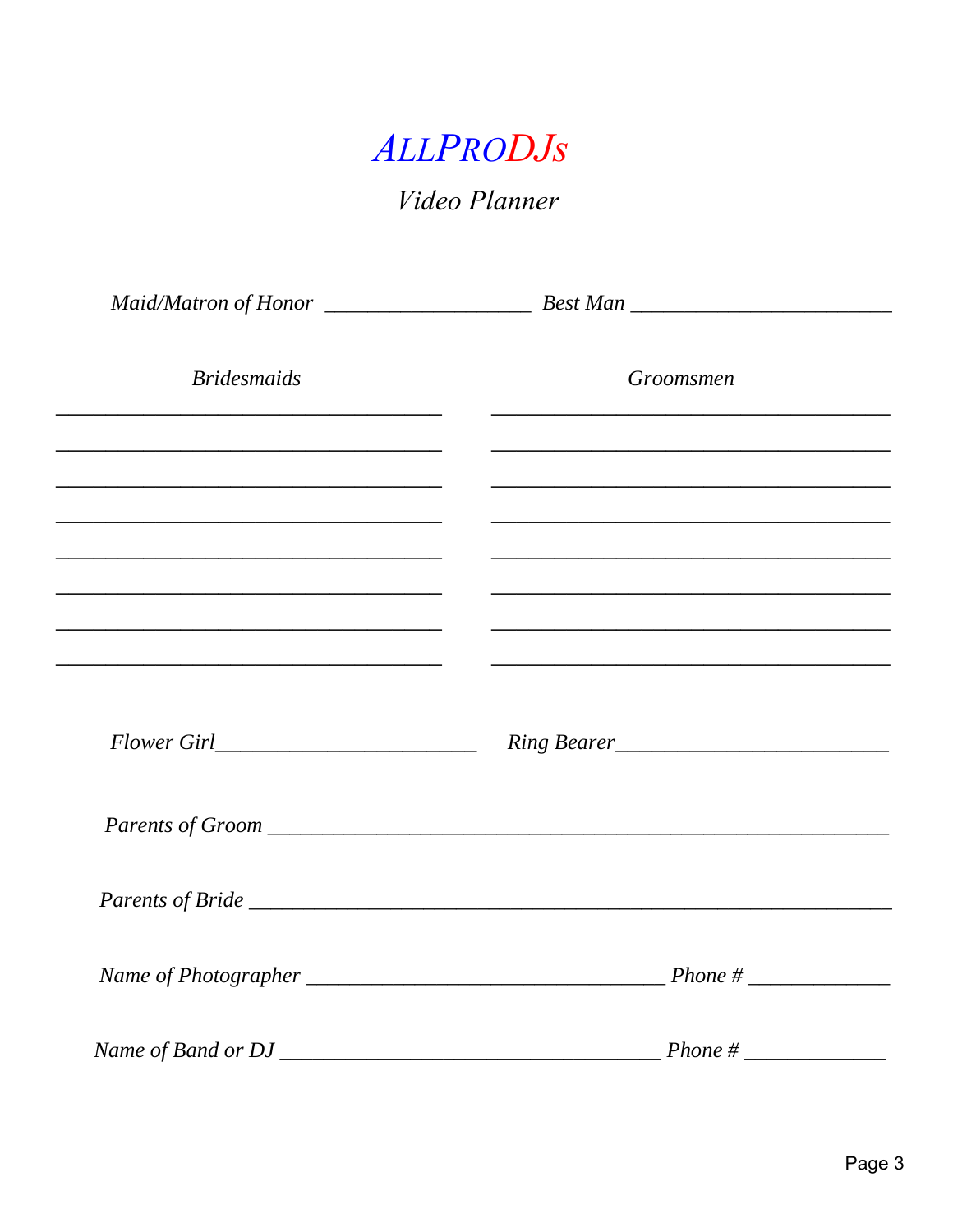# ALLPRODJs

## *Video Planner*

*Maid/Matron of Honor* ___________________ *Best Man* ________________________

| *Bridesmaids* | *Groomsmen* |
| --- | --- |
| ____________________________________ | _____________________________________ |
| ____________________________________ | _____________________________________ |
| ____________________________________ | _____________________________________ |
| ____________________________________ | _____________________________________ |
| ____________________________________ | _____________________________________ |
| ____________________________________ | _____________________________________ |
| ____________________________________ | _____________________________________ |
| ____________________________________ | _____________________________________ |

*Flower Girl*________________________ *Ring Bearer*_________________________

*Parents of Groom* __________________________________________________________

*Parents of Bride* ___________________________________________________________

*Name of Photographer* _________________________________ *Phone #* _____________

*Name of Band or DJ* ___________________________________ *Phone #* _____________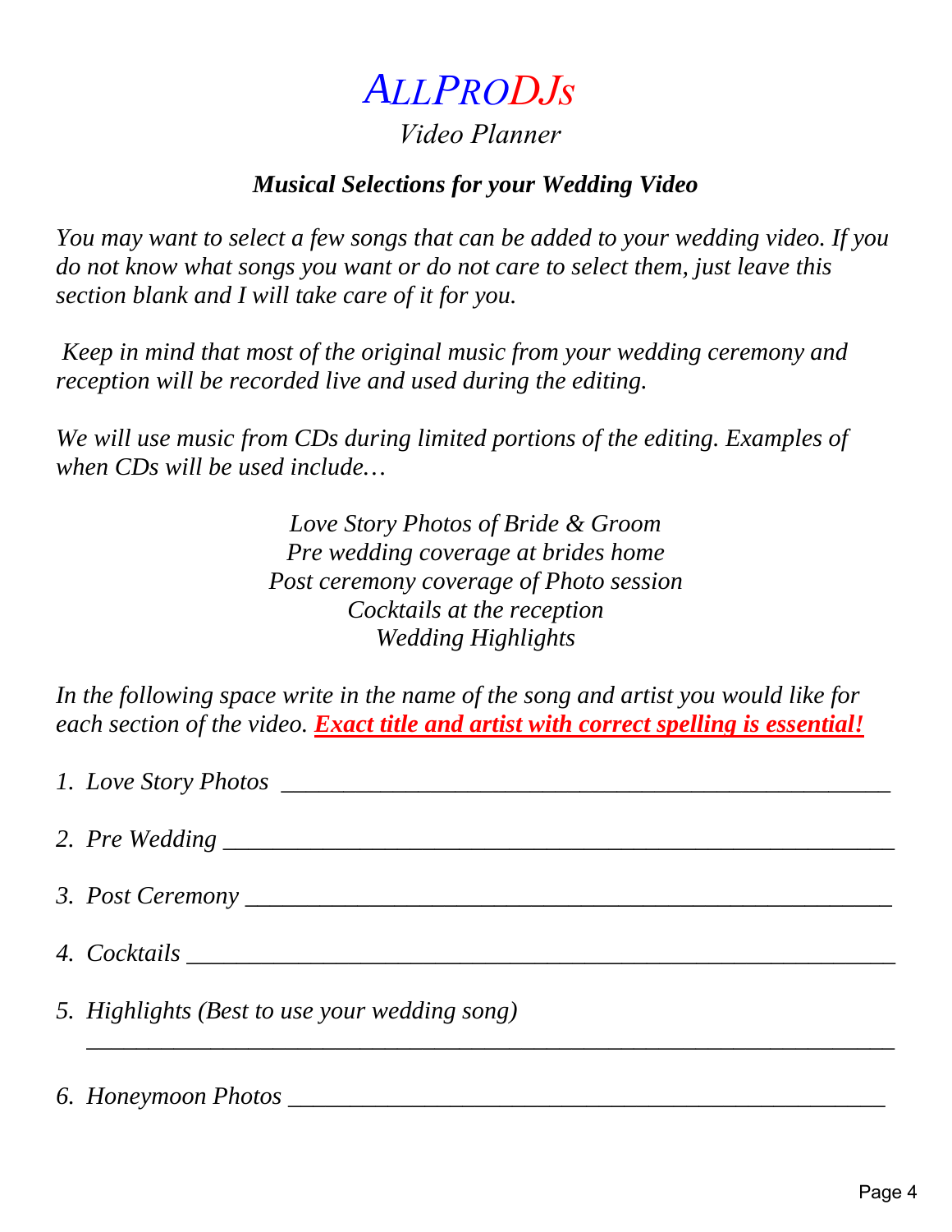# *ALLPRODJs*

*Video Planner*

***Musical Selections for your Wedding Video***

*You may want to select a few songs that can be added to your wedding video. If you do not know what songs you want or do not care to select them, just leave this section blank and I will take care of it for you.*

*Keep in mind that most of the original music from your wedding ceremony and reception will be recorded live and used during the editing.*

*We will use music from CDs during limited portions of the editing. Examples of when CDs will be used include…*

*Love Story Photos of Bride & Groom*
*Pre wedding coverage at brides home*
*Post ceremony coverage of Photo session*
*Cocktails at the reception*
*Wedding Highlights*

*In the following space write in the name of the song and artist you would like for each section of the video.* ***Exact title and artist with correct spelling is essential!***

1. *Love Story Photos* ______________________________________________

2. *Pre Wedding* __________________________________________________

3. *Post Ceremony* ________________________________________________

4. *Cocktails* _____________________________________________________

5. *Highlights (Best to use your wedding song)*
   ________________________________________________________________

6. *Honeymoon Photos* _____________________________________________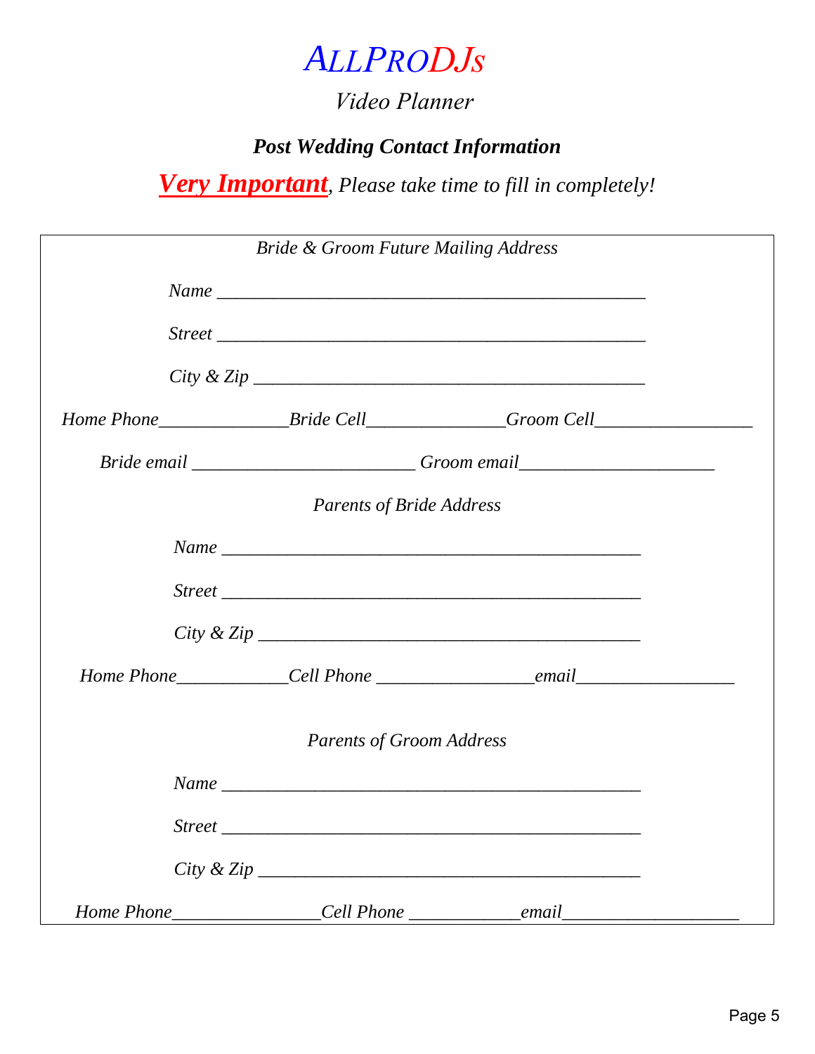# *ALLPRODJs*

*Video Planner*

***Post Wedding Contact Information***

***Very Important***, *Please take time to fill in completely!*

*Bride & Groom Future Mailing Address*

*Name* ________________________________________________

*Street* ________________________________________________

*City & Zip* ____________________________________________

*Home Phone*______________*Bride Cell*_______________*Groom Cell*_________________

*Bride email* ________________________ *Groom email*_____________________

*Parents of Bride Address*

*Name* _______________________________________________

*Street* _______________________________________________

*City & Zip* ___________________________________________

*Home Phone*____________*Cell Phone* _________________*email*_________________

*Parents of Groom Address*

*Name* _______________________________________________

*Street* _______________________________________________

*City & Zip* ___________________________________________

*Home Phone*________________*Cell Phone* ____________*email*___________________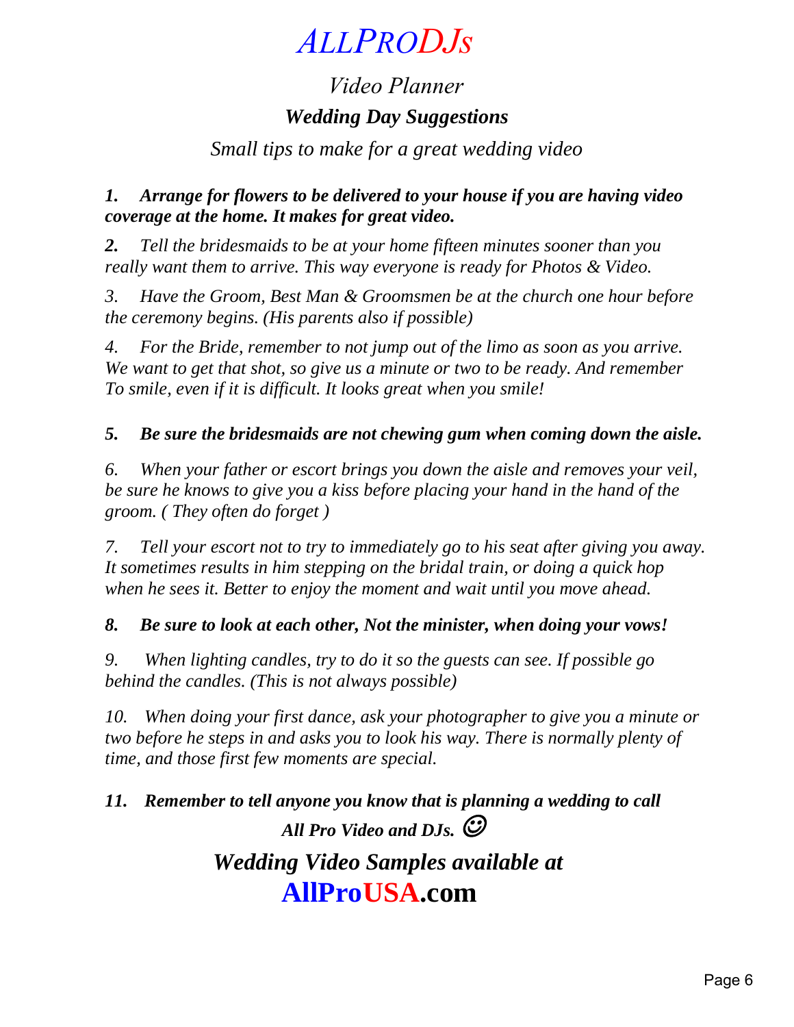# *ALLPRODJs*

## *Video Planner*

### ***Wedding Day Suggestions***

*Small tips to make for a great wedding video*

***1. Arrange for flowers to be delivered to your house if you are having video coverage at the home. It makes for great video.***

***2.*** *Tell the bridesmaids to be at your home fifteen minutes sooner than you really want them to arrive. This way everyone is ready for Photos & Video.*

*3. Have the Groom, Best Man & Groomsmen be at the church one hour before the ceremony begins. (His parents also if possible)*

*4. For the Bride, remember to not jump out of the limo as soon as you arrive. We want to get that shot, so give us a minute or two to be ready. And remember To smile, even if it is difficult. It looks great when you smile!*

***5. Be sure the bridesmaids are not chewing gum when coming down the aisle.***

*6. When your father or escort brings you down the aisle and removes your veil, be sure he knows to give you a kiss before placing your hand in the hand of the groom. ( They often do forget )*

*7. Tell your escort not to try to immediately go to his seat after giving you away. It sometimes results in him stepping on the bridal train, or doing a quick hop when he sees it. Better to enjoy the moment and wait until you move ahead.*

***8. Be sure to look at each other, Not the minister, when doing your vows!***

*9. When lighting candles, try to do it so the guests can see. If possible go behind the candles. (This is not always possible)*

*10. When doing your first dance, ask your photographer to give you a minute or two before he steps in and asks you to look his way. There is normally plenty of time, and those first few moments are special.*

***11. Remember to tell anyone you know that is planning a wedding to call All Pro Video and DJs.*** ☺

***Wedding Video Samples available at***

**AllProUSA.com**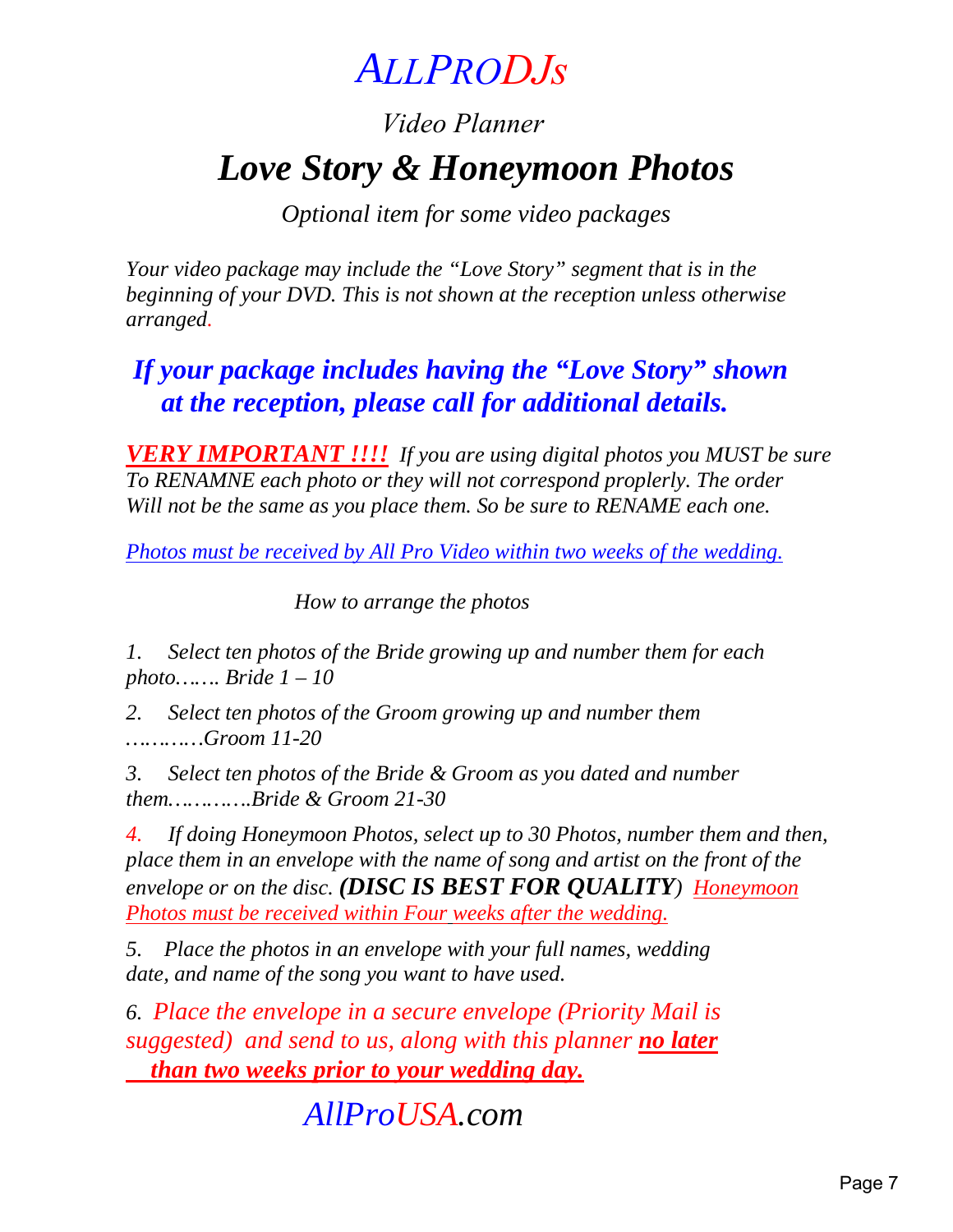# *ALLPRODJs*

*Video Planner*

## *Love Story & Honeymoon Photos*

*Optional item for some video packages*

*Your video package may include the "Love Story" segment that is in the beginning of your DVD. This is not shown at the reception unless otherwise arranged.*

### *If your package includes having the "Love Story" shown at the reception, please call for additional details.*

***VERY IMPORTANT !!!!*** *If you are using digital photos you MUST be sure To RENAMNE each photo or they will not correspond proplerly. The order Will not be the same as you place them. So be sure to RENAME each one.*

*Photos must be received by All Pro Video within two weeks of the wedding.*

*How to arrange the photos*

1. *Select ten photos of the Bride growing up and number them for each photo……. Bride 1 – 10*
2. *Select ten photos of the Groom growing up and number them …………Groom 11-20*
3. *Select ten photos of the Bride & Groom as you dated and number them………….Bride & Groom 21-30*
4. *If doing Honeymoon Photos, select up to 30 Photos, number them and then, place them in an envelope with the name of song and artist on the front of the envelope or on the disc.* ***(DISC IS BEST FOR QUALITY)*** *Honeymoon Photos must be received within Four weeks after the wedding.*
5. *Place the photos in an envelope with your full names, wedding date, and name of the song you want to have used.*
6. *Place the envelope in a secure envelope (Priority Mail is suggested) and send to us, along with this planner* ***no later than two weeks prior to your wedding day.***

*AllProUSA.com*